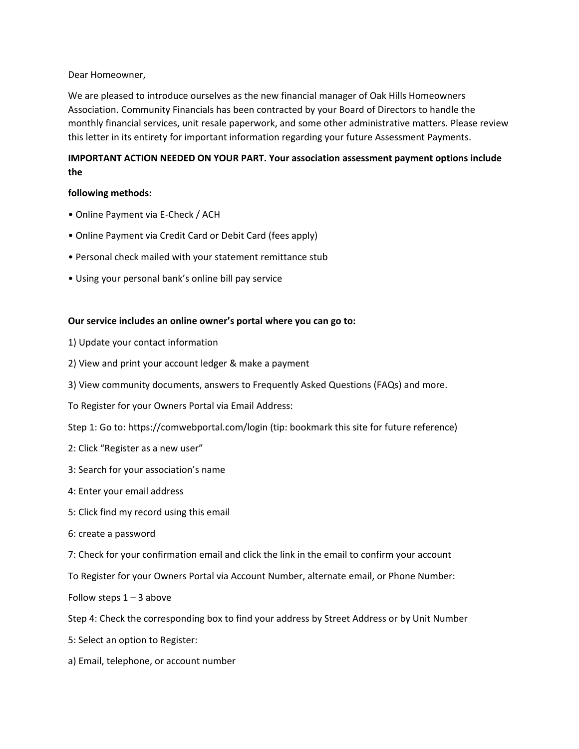Dear Homeowner,

We are pleased to introduce ourselves as the new financial manager of Oak Hills Homeowners Association. Community Financials has been contracted by your Board of Directors to handle the monthly financial services, unit resale paperwork, and some other administrative matters. Please review this letter in its entirety for important information regarding your future Assessment Payments.

**IMPORTANT ACTION NEEDED ON YOUR PART. Your association assessment payment options include the**

**following methods:**

- Online Payment via E-Check / ACH
- Online Payment via Credit Card or Debit Card (fees apply)
- Personal check mailed with your statement remittance stub
- Using your personal bank's online bill pay service

**Our service includes an online owner's portal where you can go to:**

1) Update your contact information

2) View and print your account ledger & make a payment

3) View community documents, answers to Frequently Asked Questions (FAQs) and more.

To Register for your Owners Portal via Email Address:

Step 1: Go to: https://comwebportal.com/login (tip: bookmark this site for future reference)

2: Click "Register as a new user"

3: Search for your association's name

4: Enter your email address

5: Click find my record using this email

6: create a password

7: Check for your confirmation email and click the link in the email to confirm your account

To Register for your Owners Portal via Account Number, alternate email, or Phone Number:

Follow steps 1 – 3 above

Step 4: Check the corresponding box to find your address by Street Address or by Unit Number

5: Select an option to Register:

a) Email, telephone, or account number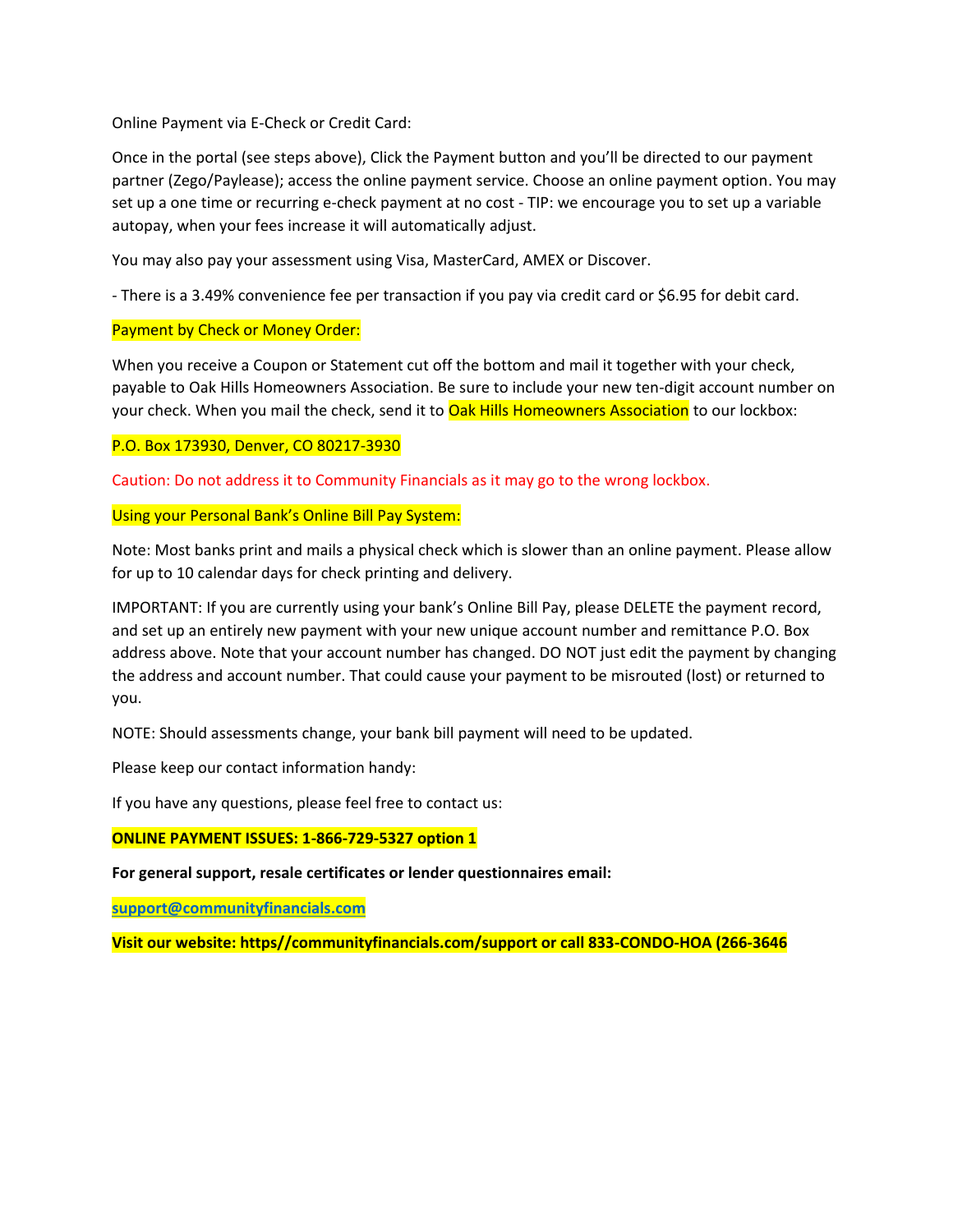Online Payment via E-Check or Credit Card:

Once in the portal (see steps above), Click the Payment button and you'll be directed to our payment partner (Zego/Paylease); access the online payment service. Choose an online payment option. You may set up a one time or recurring e-check payment at no cost - TIP: we encourage you to set up a variable autopay, when your fees increase it will automatically adjust.

You may also pay your assessment using Visa, MasterCard, AMEX or Discover.

- There is a 3.49% convenience fee per transaction if you pay via credit card or $6.95 for debit card.

Payment by Check or Money Order:

When you receive a Coupon or Statement cut off the bottom and mail it together with your check, payable to Oak Hills Homeowners Association. Be sure to include your new ten-digit account number on your check. When you mail the check, send it to Oak Hills Homeowners Association to our lockbox:

P.O. Box 173930, Denver, CO 80217-3930

Caution: Do not address it to Community Financials as it may go to the wrong lockbox.

Using your Personal Bank's Online Bill Pay System:

Note: Most banks print and mails a physical check which is slower than an online payment. Please allow for up to 10 calendar days for check printing and delivery.

IMPORTANT: If you are currently using your bank's Online Bill Pay, please DELETE the payment record, and set up an entirely new payment with your new unique account number and remittance P.O. Box address above. Note that your account number has changed. DO NOT just edit the payment by changing the address and account number. That could cause your payment to be misrouted (lost) or returned to you.

NOTE: Should assessments change, your bank bill payment will need to be updated.

Please keep our contact information handy:

If you have any questions, please feel free to contact us:

**ONLINE PAYMENT ISSUES: 1-866-729-5327 option 1**

**For general support, resale certificates or lender questionnaires email:**

**support@communityfinancials.com**

**Visit our website: https//communityfinancials.com/support or call 833-CONDO-HOA (266-3646**